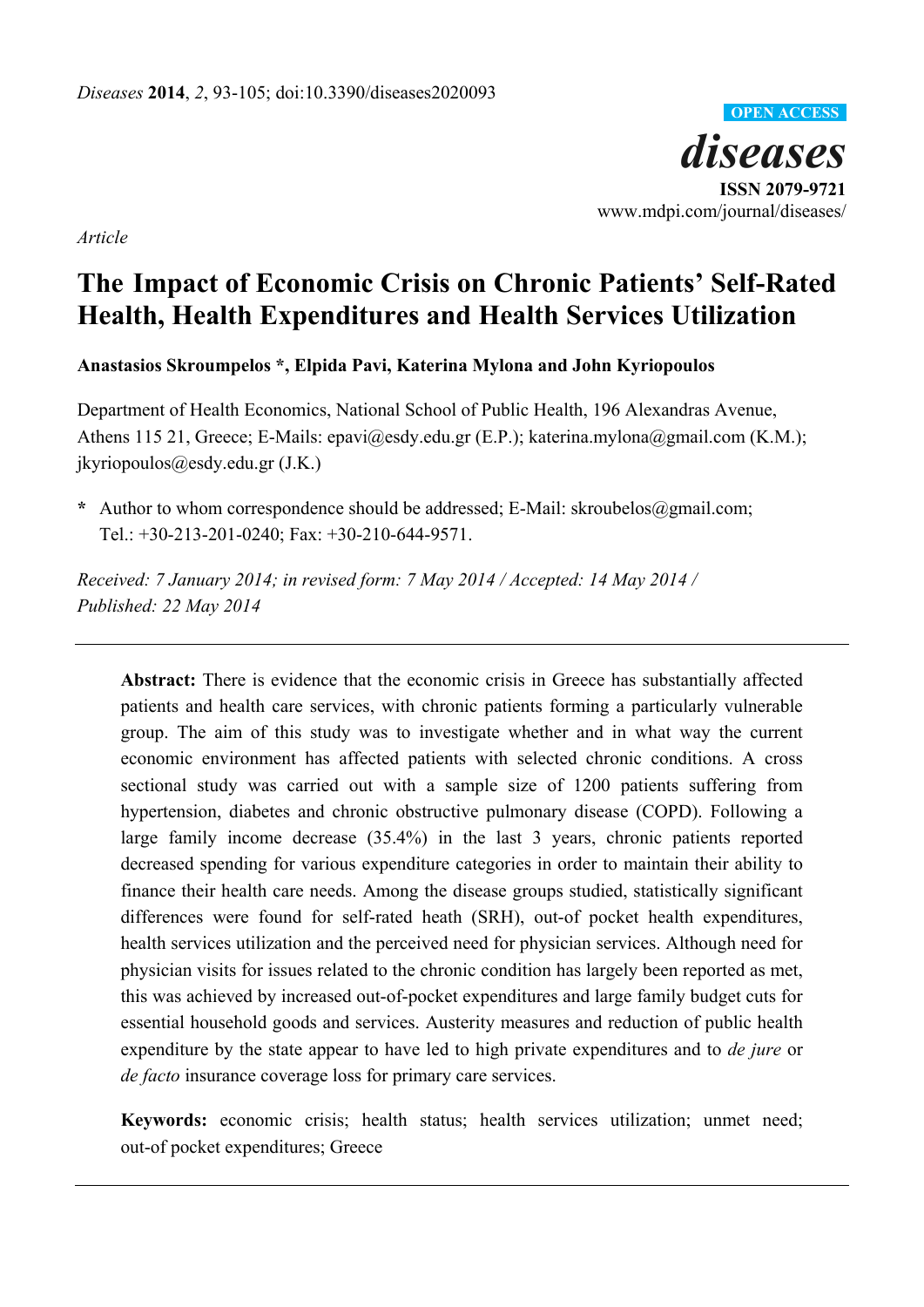*Article*

# The Impact of Economic Crisis on Chronic Patients' Self-Rated Health, Health Expenditures and Health Services Utilization

**Anastasios Skroumpelos \*, Elpida Pavi, Katerina Mylona and John Kyriopoulos**

Department of Health Economics, National School of Public Health, 196 Alexandras Avenue, Athens 115 21, Greece; E-Mails: epavi@esdy.edu.gr (E.P.); katerina.mylona@gmail.com (K.M.); jkyriopoulos@esdy.edu.gr (J.K.)

**\*** Author to whom correspondence should be addressed; E-Mail: skroubelos@gmail.com; Tel.: +30-213-201-0240; Fax: +30-210-644-9571.

*Received: 7 January 2014; in revised form: 7 May 2014 / Accepted: 14 May 2014 / Published: 22 May 2014*

---

**Abstract:** There is evidence that the economic crisis in Greece has substantially affected patients and health care services, with chronic patients forming a particularly vulnerable group. The aim of this study was to investigate whether and in what way the current economic environment has affected patients with selected chronic conditions. A cross sectional study was carried out with a sample size of 1200 patients suffering from hypertension, diabetes and chronic obstructive pulmonary disease (COPD). Following a large family income decrease (35.4%) in the last 3 years, chronic patients reported decreased spending for various expenditure categories in order to maintain their ability to finance their health care needs. Among the disease groups studied, statistically significant differences were found for self-rated heath (SRH), out-of pocket health expenditures, health services utilization and the perceived need for physician services. Although need for physician visits for issues related to the chronic condition has largely been reported as met, this was achieved by increased out-of-pocket expenditures and large family budget cuts for essential household goods and services. Austerity measures and reduction of public health expenditure by the state appear to have led to high private expenditures and to *de jure* or *de facto* insurance coverage loss for primary care services.

**Keywords:** economic crisis; health status; health services utilization; unmet need; out-of pocket expenditures; Greece

---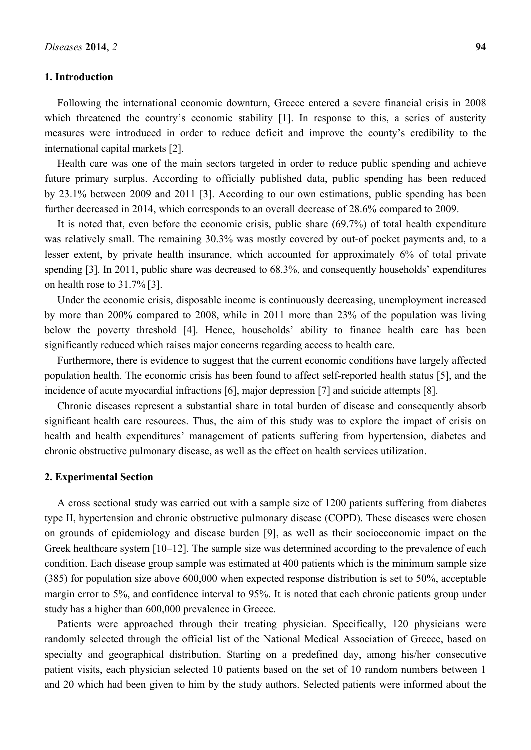## 1. Introduction

Following the international economic downturn, Greece entered a severe financial crisis in 2008 which threatened the country's economic stability [1]. In response to this, a series of austerity measures were introduced in order to reduce deficit and improve the county's credibility to the international capital markets [2].

Health care was one of the main sectors targeted in order to reduce public spending and achieve future primary surplus. According to officially published data, public spending has been reduced by 23.1% between 2009 and 2011 [3]. According to our own estimations, public spending has been further decreased in 2014, which corresponds to an overall decrease of 28.6% compared to 2009.

It is noted that, even before the economic crisis, public share (69.7%) of total health expenditure was relatively small. The remaining 30.3% was mostly covered by out-of pocket payments and, to a lesser extent, by private health insurance, which accounted for approximately 6% of total private spending [3]. In 2011, public share was decreased to 68.3%, and consequently households' expenditures on health rose to 31.7% [3].

Under the economic crisis, disposable income is continuously decreasing, unemployment increased by more than 200% compared to 2008, while in 2011 more than 23% of the population was living below the poverty threshold [4]. Hence, households' ability to finance health care has been significantly reduced which raises major concerns regarding access to health care.

Furthermore, there is evidence to suggest that the current economic conditions have largely affected population health. The economic crisis has been found to affect self-reported health status [5], and the incidence of acute myocardial infractions [6], major depression [7] and suicide attempts [8].

Chronic diseases represent a substantial share in total burden of disease and consequently absorb significant health care resources. Thus, the aim of this study was to explore the impact of crisis on health and health expenditures' management of patients suffering from hypertension, diabetes and chronic obstructive pulmonary disease, as well as the effect on health services utilization.

## 2. Experimental Section

A cross sectional study was carried out with a sample size of 1200 patients suffering from diabetes type II, hypertension and chronic obstructive pulmonary disease (COPD). These diseases were chosen on grounds of epidemiology and disease burden [9], as well as their socioeconomic impact on the Greek healthcare system [10–12]. The sample size was determined according to the prevalence of each condition. Each disease group sample was estimated at 400 patients which is the minimum sample size (385) for population size above 600,000 when expected response distribution is set to 50%, acceptable margin error to 5%, and confidence interval to 95%. It is noted that each chronic patients group under study has a higher than 600,000 prevalence in Greece.

Patients were approached through their treating physician. Specifically, 120 physicians were randomly selected through the official list of the National Medical Association of Greece, based on specialty and geographical distribution. Starting on a predefined day, among his/her consecutive patient visits, each physician selected 10 patients based on the set of 10 random numbers between 1 and 20 which had been given to him by the study authors. Selected patients were informed about the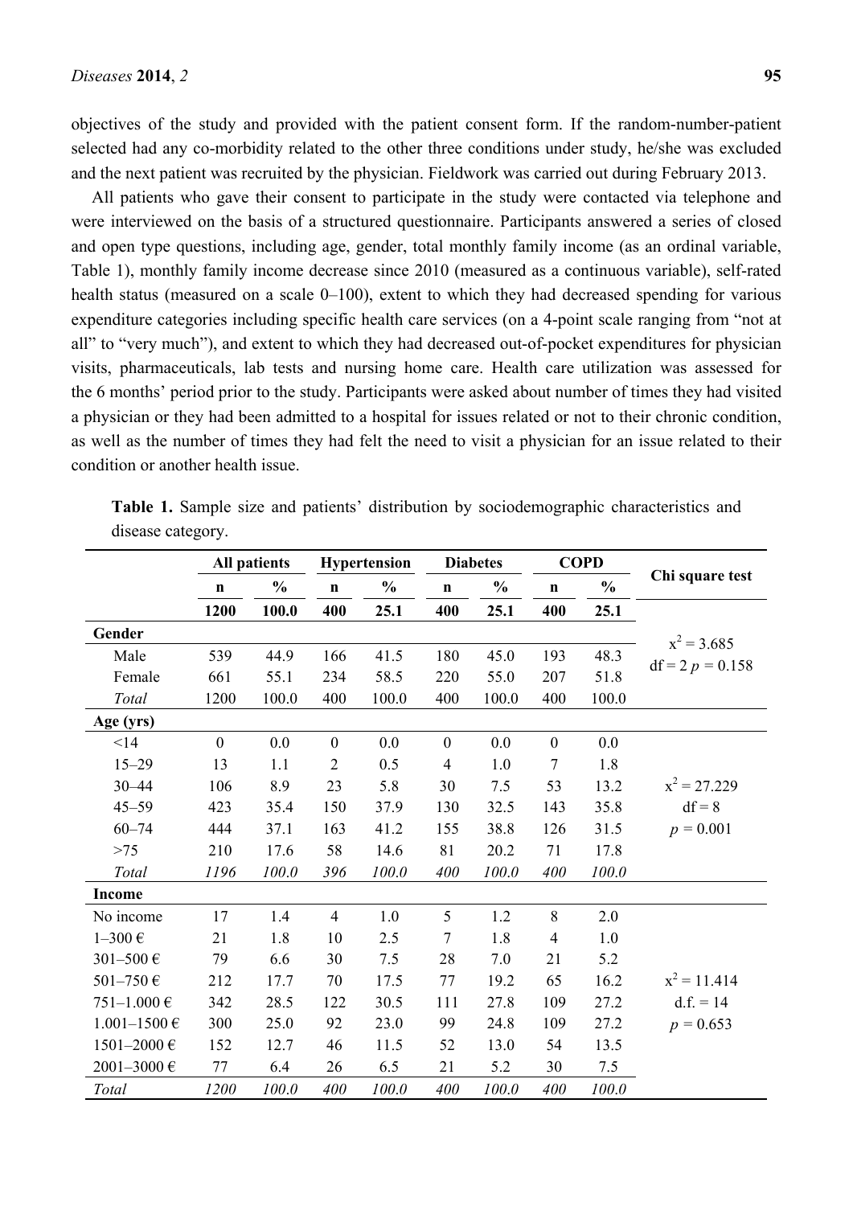objectives of the study and provided with the patient consent form. If the random-number-patient selected had any co-morbidity related to the other three conditions under study, he/she was excluded and the next patient was recruited by the physician. Fieldwork was carried out during February 2013.

All patients who gave their consent to participate in the study were contacted via telephone and were interviewed on the basis of a structured questionnaire. Participants answered a series of closed and open type questions, including age, gender, total monthly family income (as an ordinal variable, Table 1), monthly family income decrease since 2010 (measured as a continuous variable), self-rated health status (measured on a scale 0–100), extent to which they had decreased spending for various expenditure categories including specific health care services (on a 4-point scale ranging from "not at all" to "very much"), and extent to which they had decreased out-of-pocket expenditures for physician visits, pharmaceuticals, lab tests and nursing home care. Health care utilization was assessed for the 6 months' period prior to the study. Participants were asked about number of times they had visited a physician or they had been admitted to a hospital for issues related or not to their chronic condition, as well as the number of times they had felt the need to visit a physician for an issue related to their condition or another health issue.

**Table 1.** Sample size and patients' distribution by sociodemographic characteristics and disease category.

| | All patients | | Hypertension | | Diabetes | | COPD | | Chi square test |
|---|---|---|---|---|---|---|---|---|---|
| | **n** | **%** | **n** | **%** | **n** | **%** | **n** | **%** | |
| | **1200** | **100.0** | **400** | **25.1** | **400** | **25.1** | **400** | **25.1** | |
| **Gender** | | | | | | | | | |
| Male | 539 | 44.9 | 166 | 41.5 | 180 | 45.0 | 193 | 48.3 | $x^2$ = 3.685 |
| Female | 661 | 55.1 | 234 | 58.5 | 220 | 55.0 | 207 | 51.8 | df = 2 $p$ = 0.158 |
| *Total* | 1200 | 100.0 | 400 | 100.0 | 400 | 100.0 | 400 | 100.0 | |
| **Age (yrs)** | | | | | | | | | |
| <14 | 0 | 0.0 | 0 | 0.0 | 0 | 0.0 | 0 | 0.0 | |
| 15–29 | 13 | 1.1 | 2 | 0.5 | 4 | 1.0 | 7 | 1.8 | |
| 30–44 | 106 | 8.9 | 23 | 5.8 | 30 | 7.5 | 53 | 13.2 | $x^2$ = 27.229 |
| 45–59 | 423 | 35.4 | 150 | 37.9 | 130 | 32.5 | 143 | 35.8 | df = 8 |
| 60–74 | 444 | 37.1 | 163 | 41.2 | 155 | 38.8 | 126 | 31.5 | $p$ = 0.001 |
| >75 | 210 | 17.6 | 58 | 14.6 | 81 | 20.2 | 71 | 17.8 | |
| *Total* | *1196* | *100.0* | *396* | *100.0* | *400* | *100.0* | *400* | *100.0* | |
| **Income** | | | | | | | | | |
| No income | 17 | 1.4 | 4 | 1.0 | 5 | 1.2 | 8 | 2.0 | |
| 1–300 € | 21 | 1.8 | 10 | 2.5 | 7 | 1.8 | 4 | 1.0 | |
| 301–500 € | 79 | 6.6 | 30 | 7.5 | 28 | 7.0 | 21 | 5.2 | |
| 501–750 € | 212 | 17.7 | 70 | 17.5 | 77 | 19.2 | 65 | 16.2 | $x^2$ = 11.414 |
| 751–1.000 € | 342 | 28.5 | 122 | 30.5 | 111 | 27.8 | 109 | 27.2 | d.f. = 14 |
| 1.001–1500 € | 300 | 25.0 | 92 | 23.0 | 99 | 24.8 | 109 | 27.2 | $p$ = 0.653 |
| 1501–2000 € | 152 | 12.7 | 46 | 11.5 | 52 | 13.0 | 54 | 13.5 | |
| 2001–3000 € | 77 | 6.4 | 26 | 6.5 | 21 | 5.2 | 30 | 7.5 | |
| *Total* | *1200* | *100.0* | *400* | *100.0* | *400* | *100.0* | *400* | *100.0* | |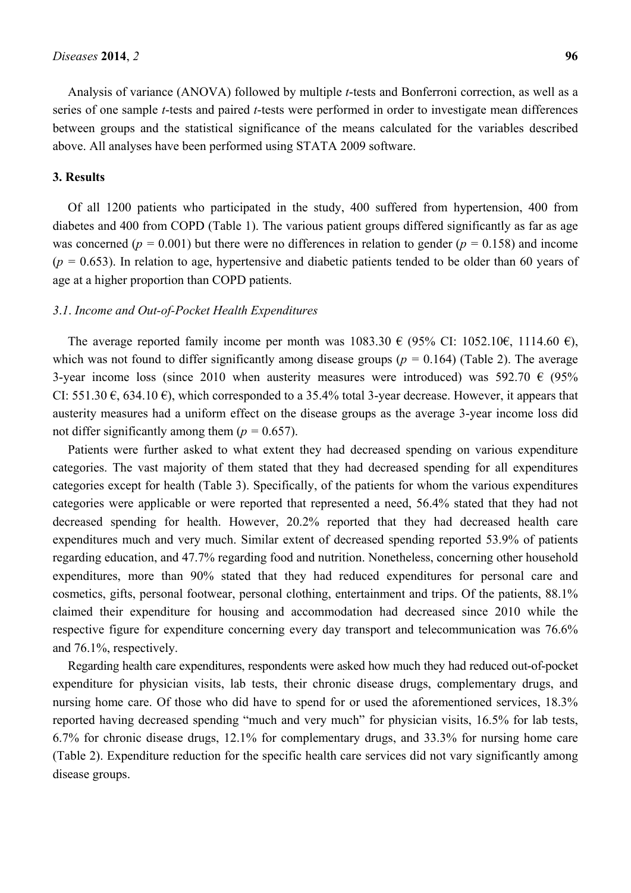Analysis of variance (ANOVA) followed by multiple *t*-tests and Bonferroni correction, as well as a series of one sample *t*-tests and paired *t*-tests were performed in order to investigate mean differences between groups and the statistical significance of the means calculated for the variables described above. All analyses have been performed using STATA 2009 software.

## 3. Results

Of all 1200 patients who participated in the study, 400 suffered from hypertension, 400 from diabetes and 400 from COPD (Table 1). The various patient groups differed significantly as far as age was concerned ($p = 0.001$) but there were no differences in relation to gender ($p = 0.158$) and income ($p = 0.653$). In relation to age, hypertensive and diabetic patients tended to be older than 60 years of age at a higher proportion than COPD patients.

### *3.1. Income and Out-of-Pocket Health Expenditures*

The average reported family income per month was 1083.30 € (95% CI: 1052.10€, 1114.60 €), which was not found to differ significantly among disease groups ($p = 0.164$) (Table 2). The average 3-year income loss (since 2010 when austerity measures were introduced) was 592.70 € (95% CI: 551.30 €, 634.10 €), which corresponded to a 35.4% total 3-year decrease. However, it appears that austerity measures had a uniform effect on the disease groups as the average 3-year income loss did not differ significantly among them ($p = 0.657$).

Patients were further asked to what extent they had decreased spending on various expenditure categories. The vast majority of them stated that they had decreased spending for all expenditures categories except for health (Table 3). Specifically, of the patients for whom the various expenditures categories were applicable or were reported that represented a need, 56.4% stated that they had not decreased spending for health. However, 20.2% reported that they had decreased health care expenditures much and very much. Similar extent of decreased spending reported 53.9% of patients regarding education, and 47.7% regarding food and nutrition. Nonetheless, concerning other household expenditures, more than 90% stated that they had reduced expenditures for personal care and cosmetics, gifts, personal footwear, personal clothing, entertainment and trips. Of the patients, 88.1% claimed their expenditure for housing and accommodation had decreased since 2010 while the respective figure for expenditure concerning every day transport and telecommunication was 76.6% and 76.1%, respectively.

Regarding health care expenditures, respondents were asked how much they had reduced out-of-pocket expenditure for physician visits, lab tests, their chronic disease drugs, complementary drugs, and nursing home care. Of those who did have to spend for or used the aforementioned services, 18.3% reported having decreased spending "much and very much" for physician visits, 16.5% for lab tests, 6.7% for chronic disease drugs, 12.1% for complementary drugs, and 33.3% for nursing home care (Table 2). Expenditure reduction for the specific health care services did not vary significantly among disease groups.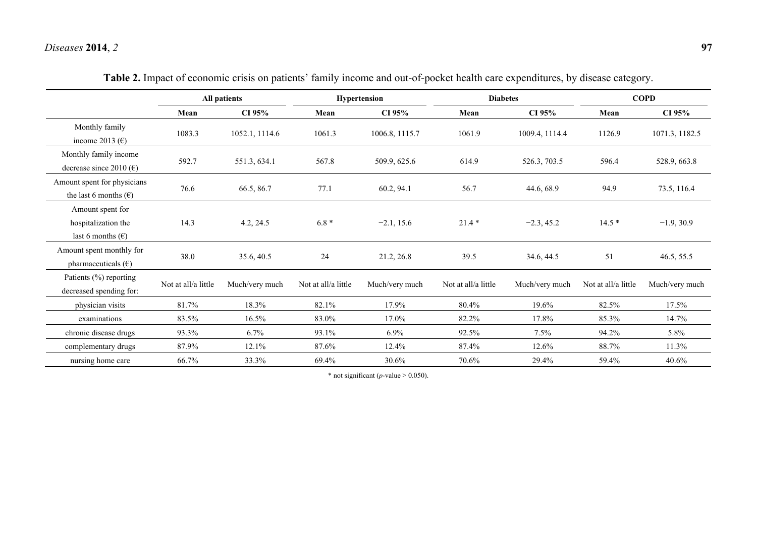**Table 2.** Impact of economic crisis on patients' family income and out-of-pocket health care expenditures, by disease category.

| | All patients | | Hypertension | | Diabetes | | COPD | |
|---|---|---|---|---|---|---|---|---|
| | **Mean** | **CI 95%** | **Mean** | **CI 95%** | **Mean** | **CI 95%** | **Mean** | **CI 95%** |
| Monthly family income 2013 (€) | 1083.3 | 1052.1, 1114.6 | 1061.3 | 1006.8, 1115.7 | 1061.9 | 1009.4, 1114.4 | 1126.9 | 1071.3, 1182.5 |
| Monthly family income decrease since 2010 (€) | 592.7 | 551.3, 634.1 | 567.8 | 509.9, 625.6 | 614.9 | 526.3, 703.5 | 596.4 | 528.9, 663.8 |
| Amount spent for physicians the last 6 months (€) | 76.6 | 66.5, 86.7 | 77.1 | 60.2, 94.1 | 56.7 | 44.6, 68.9 | 94.9 | 73.5, 116.4 |
| Amount spent for hospitalization the last 6 months (€) | 14.3 | 4.2, 24.5 | 6.8 * | −2.1, 15.6 | 21.4 * | −2.3, 45.2 | 14.5 * | −1.9, 30.9 |
| Amount spent monthly for pharmaceuticals (€) | 38.0 | 35.6, 40.5 | 24 | 21.2, 26.8 | 39.5 | 34.6, 44.5 | 51 | 46.5, 55.5 |
| Patients (%) reporting decreased spending for: | Not at all/a little | Much/very much | Not at all/a little | Much/very much | Not at all/a little | Much/very much | Not at all/a little | Much/very much |
| physician visits | 81.7% | 18.3% | 82.1% | 17.9% | 80.4% | 19.6% | 82.5% | 17.5% |
| examinations | 83.5% | 16.5% | 83.0% | 17.0% | 82.2% | 17.8% | 85.3% | 14.7% |
| chronic disease drugs | 93.3% | 6.7% | 93.1% | 6.9% | 92.5% | 7.5% | 94.2% | 5.8% |
| complementary drugs | 87.9% | 12.1% | 87.6% | 12.4% | 87.4% | 12.6% | 88.7% | 11.3% |
| nursing home care | 66.7% | 33.3% | 69.4% | 30.6% | 70.6% | 29.4% | 59.4% | 40.6% |

\* not significant ($p$-value > 0.050).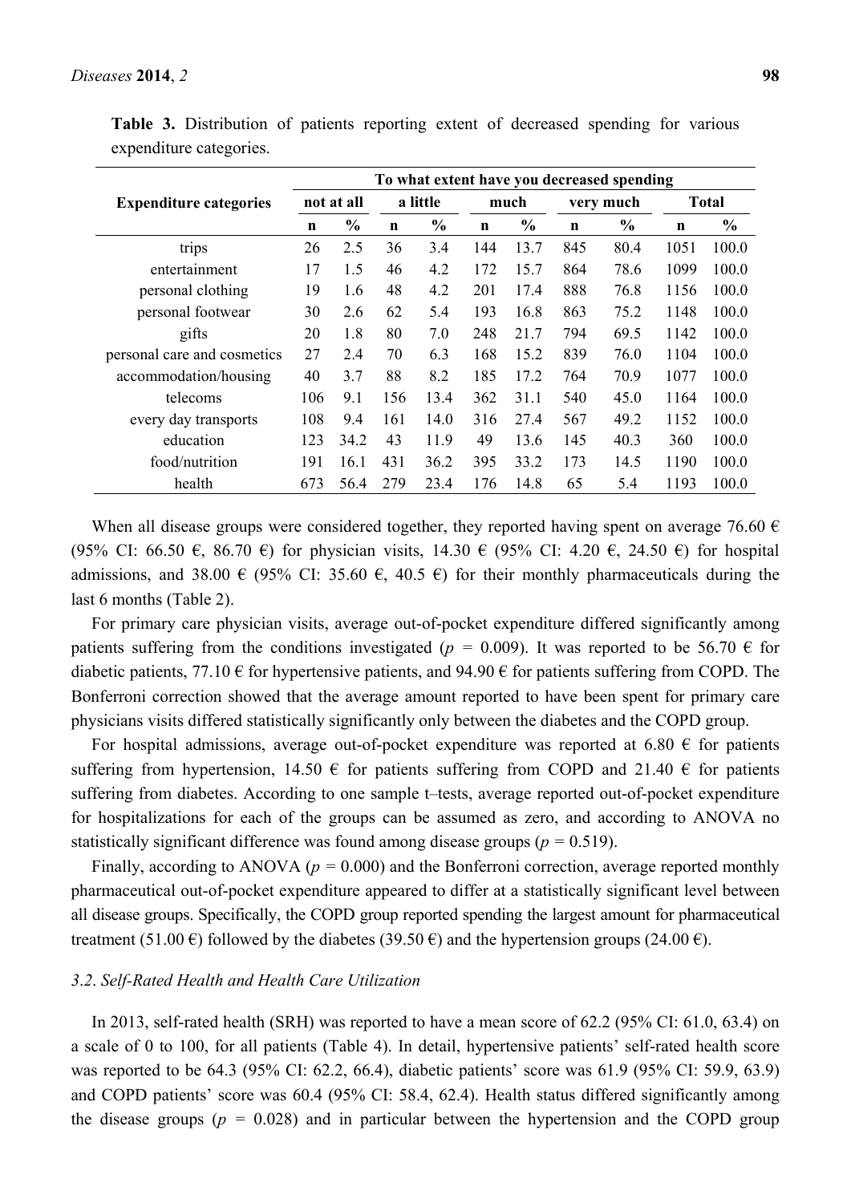**Table 3.** Distribution of patients reporting extent of decreased spending for various expenditure categories.

| Expenditure categories | To what extent have you decreased spending | | | | | | | | | |
|---|---|---|---|---|---|---|---|---|---|---|
| | not at all | | a little | | much | | very much | | Total | |
| | n | % | n | % | n | % | n | % | n | % |
| trips | 26 | 2.5 | 36 | 3.4 | 144 | 13.7 | 845 | 80.4 | 1051 | 100.0 |
| entertainment | 17 | 1.5 | 46 | 4.2 | 172 | 15.7 | 864 | 78.6 | 1099 | 100.0 |
| personal clothing | 19 | 1.6 | 48 | 4.2 | 201 | 17.4 | 888 | 76.8 | 1156 | 100.0 |
| personal footwear | 30 | 2.6 | 62 | 5.4 | 193 | 16.8 | 863 | 75.2 | 1148 | 100.0 |
| gifts | 20 | 1.8 | 80 | 7.0 | 248 | 21.7 | 794 | 69.5 | 1142 | 100.0 |
| personal care and cosmetics | 27 | 2.4 | 70 | 6.3 | 168 | 15.2 | 839 | 76.0 | 1104 | 100.0 |
| accommodation/housing | 40 | 3.7 | 88 | 8.2 | 185 | 17.2 | 764 | 70.9 | 1077 | 100.0 |
| telecoms | 106 | 9.1 | 156 | 13.4 | 362 | 31.1 | 540 | 45.0 | 1164 | 100.0 |
| every day transports | 108 | 9.4 | 161 | 14.0 | 316 | 27.4 | 567 | 49.2 | 1152 | 100.0 |
| education | 123 | 34.2 | 43 | 11.9 | 49 | 13.6 | 145 | 40.3 | 360 | 100.0 |
| food/nutrition | 191 | 16.1 | 431 | 36.2 | 395 | 33.2 | 173 | 14.5 | 1190 | 100.0 |
| health | 673 | 56.4 | 279 | 23.4 | 176 | 14.8 | 65 | 5.4 | 1193 | 100.0 |

When all disease groups were considered together, they reported having spent on average 76.60 € (95% CI: 66.50 €, 86.70 €) for physician visits, 14.30 € (95% CI: 4.20 €, 24.50 €) for hospital admissions, and 38.00 € (95% CI: 35.60 €, 40.5 €) for their monthly pharmaceuticals during the last 6 months (Table 2).

For primary care physician visits, average out-of-pocket expenditure differed significantly among patients suffering from the conditions investigated ($p$ = 0.009). It was reported to be 56.70 € for diabetic patients, 77.10 € for hypertensive patients, and 94.90 € for patients suffering from COPD. The Bonferroni correction showed that the average amount reported to have been spent for primary care physicians visits differed statistically significantly only between the diabetes and the COPD group.

For hospital admissions, average out-of-pocket expenditure was reported at 6.80 € for patients suffering from hypertension, 14.50 € for patients suffering from COPD and 21.40 € for patients suffering from diabetes. According to one sample t–tests, average reported out-of-pocket expenditure for hospitalizations for each of the groups can be assumed as zero, and according to ANOVA no statistically significant difference was found among disease groups ($p$ = 0.519).

Finally, according to ANOVA ($p$ = 0.000) and the Bonferroni correction, average reported monthly pharmaceutical out-of-pocket expenditure appeared to differ at a statistically significant level between all disease groups. Specifically, the COPD group reported spending the largest amount for pharmaceutical treatment (51.00 €) followed by the diabetes (39.50 €) and the hypertension groups (24.00 €).

### *3.2. Self-Rated Health and Health Care Utilization*

In 2013, self-rated health (SRH) was reported to have a mean score of 62.2 (95% CI: 61.0, 63.4) on a scale of 0 to 100, for all patients (Table 4). In detail, hypertensive patients' self-rated health score was reported to be 64.3 (95% CI: 62.2, 66.4), diabetic patients' score was 61.9 (95% CI: 59.9, 63.9) and COPD patients' score was 60.4 (95% CI: 58.4, 62.4). Health status differed significantly among the disease groups ($p$ = 0.028) and in particular between the hypertension and the COPD group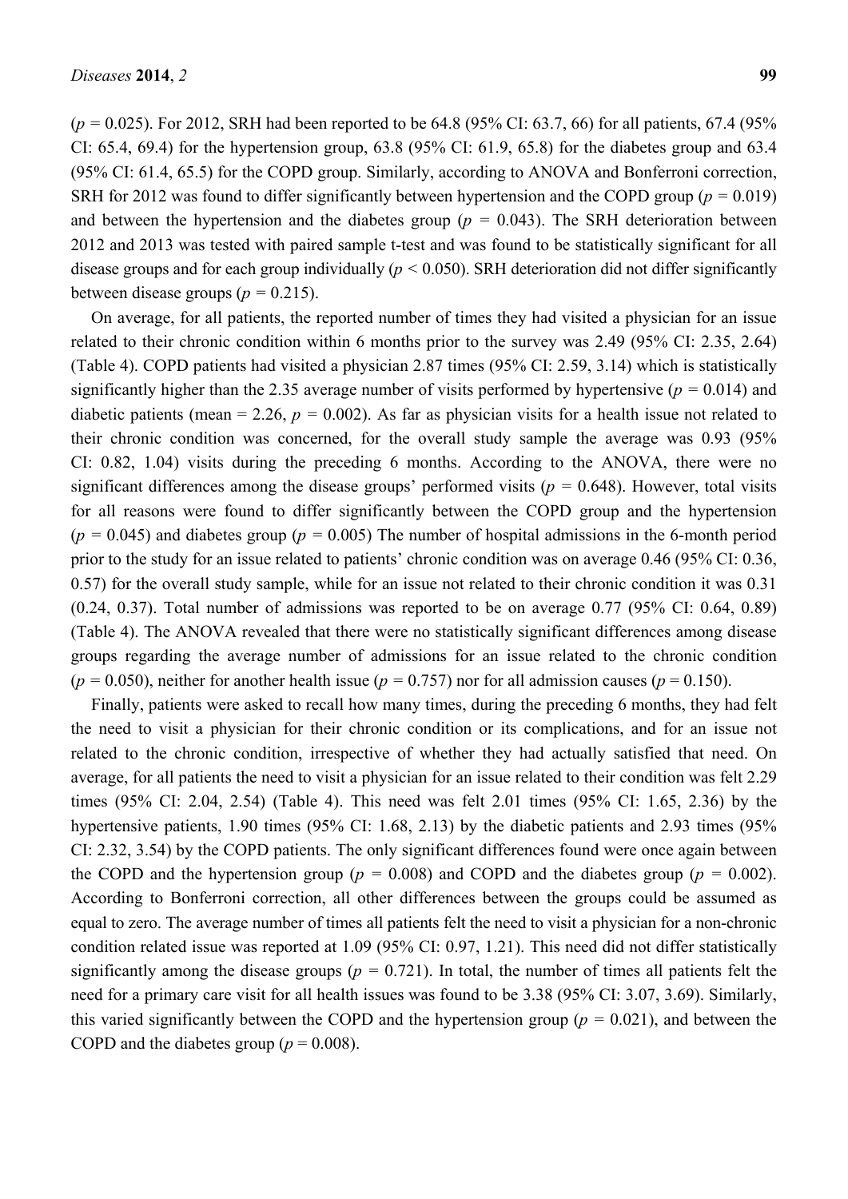($p$ = 0.025). For 2012, SRH had been reported to be 64.8 (95% CI: 63.7, 66) for all patients, 67.4 (95% CI: 65.4, 69.4) for the hypertension group, 63.8 (95% CI: 61.9, 65.8) for the diabetes group and 63.4 (95% CI: 61.4, 65.5) for the COPD group. Similarly, according to ANOVA and Bonferroni correction, SRH for 2012 was found to differ significantly between hypertension and the COPD group ($p$ = 0.019) and between the hypertension and the diabetes group ($p$ = 0.043). The SRH deterioration between 2012 and 2013 was tested with paired sample t-test and was found to be statistically significant for all disease groups and for each group individually ($p$ < 0.050). SRH deterioration did not differ significantly between disease groups ($p$ = 0.215).

On average, for all patients, the reported number of times they had visited a physician for an issue related to their chronic condition within 6 months prior to the survey was 2.49 (95% CI: 2.35, 2.64) (Table 4). COPD patients had visited a physician 2.87 times (95% CI: 2.59, 3.14) which is statistically significantly higher than the 2.35 average number of visits performed by hypertensive ($p$ = 0.014) and diabetic patients (mean = 2.26, $p$ = 0.002). As far as physician visits for a health issue not related to their chronic condition was concerned, for the overall study sample the average was 0.93 (95% CI: 0.82, 1.04) visits during the preceding 6 months. According to the ANOVA, there were no significant differences among the disease groups' performed visits ($p$ = 0.648). However, total visits for all reasons were found to differ significantly between the COPD group and the hypertension ($p$ = 0.045) and diabetes group ($p$ = 0.005) The number of hospital admissions in the 6-month period prior to the study for an issue related to patients' chronic condition was on average 0.46 (95% CI: 0.36, 0.57) for the overall study sample, while for an issue not related to their chronic condition it was 0.31 (0.24, 0.37). Total number of admissions was reported to be on average 0.77 (95% CI: 0.64, 0.89) (Table 4). The ANOVA revealed that there were no statistically significant differences among disease groups regarding the average number of admissions for an issue related to the chronic condition ($p$ = 0.050), neither for another health issue ($p$ = 0.757) nor for all admission causes ($p$ = 0.150).

Finally, patients were asked to recall how many times, during the preceding 6 months, they had felt the need to visit a physician for their chronic condition or its complications, and for an issue not related to the chronic condition, irrespective of whether they had actually satisfied that need. On average, for all patients the need to visit a physician for an issue related to their condition was felt 2.29 times (95% CI: 2.04, 2.54) (Table 4). This need was felt 2.01 times (95% CI: 1.65, 2.36) by the hypertensive patients, 1.90 times (95% CI: 1.68, 2.13) by the diabetic patients and 2.93 times (95% CI: 2.32, 3.54) by the COPD patients. The only significant differences found were once again between the COPD and the hypertension group ($p$ = 0.008) and COPD and the diabetes group ($p$ = 0.002). According to Bonferroni correction, all other differences between the groups could be assumed as equal to zero. The average number of times all patients felt the need to visit a physician for a non-chronic condition related issue was reported at 1.09 (95% CI: 0.97, 1.21). This need did not differ statistically significantly among the disease groups ($p$ = 0.721). In total, the number of times all patients felt the need for a primary care visit for all health issues was found to be 3.38 (95% CI: 3.07, 3.69). Similarly, this varied significantly between the COPD and the hypertension group ($p$ = 0.021), and between the COPD and the diabetes group ($p$ = 0.008).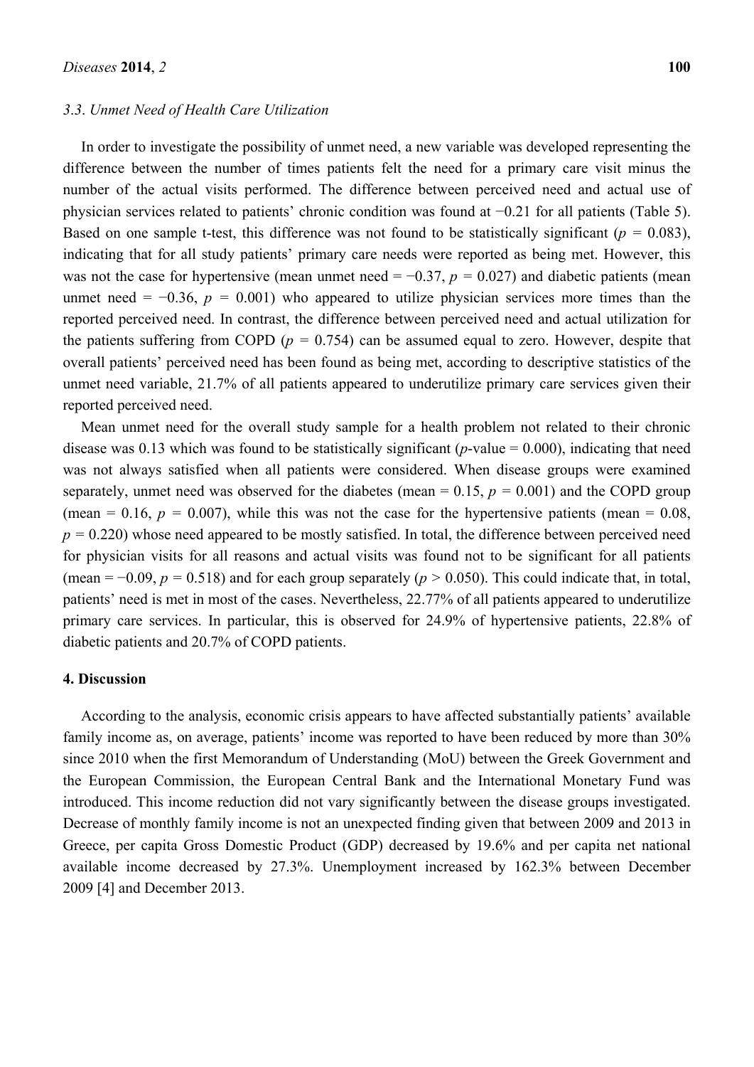### 3.3. Unmet Need of Health Care Utilization

In order to investigate the possibility of unmet need, a new variable was developed representing the difference between the number of times patients felt the need for a primary care visit minus the number of the actual visits performed. The difference between perceived need and actual use of physician services related to patients' chronic condition was found at −0.21 for all patients (Table 5). Based on one sample t-test, this difference was not found to be statistically significant ($p$ = 0.083), indicating that for all study patients' primary care needs were reported as being met. However, this was not the case for hypertensive (mean unmet need = −0.37, $p$ = 0.027) and diabetic patients (mean unmet need = −0.36, $p$ = 0.001) who appeared to utilize physician services more times than the reported perceived need. In contrast, the difference between perceived need and actual utilization for the patients suffering from COPD ($p$ = 0.754) can be assumed equal to zero. However, despite that overall patients' perceived need has been found as being met, according to descriptive statistics of the unmet need variable, 21.7% of all patients appeared to underutilize primary care services given their reported perceived need.

Mean unmet need for the overall study sample for a health problem not related to their chronic disease was 0.13 which was found to be statistically significant ($p$-value = 0.000), indicating that need was not always satisfied when all patients were considered. When disease groups were examined separately, unmet need was observed for the diabetes (mean = 0.15, $p$ = 0.001) and the COPD group (mean = 0.16, $p$ = 0.007), while this was not the case for the hypertensive patients (mean = 0.08, $p$ = 0.220) whose need appeared to be mostly satisfied. In total, the difference between perceived need for physician visits for all reasons and actual visits was found not to be significant for all patients (mean = −0.09, $p$ = 0.518) and for each group separately ($p$ > 0.050). This could indicate that, in total, patients' need is met in most of the cases. Nevertheless, 22.77% of all patients appeared to underutilize primary care services. In particular, this is observed for 24.9% of hypertensive patients, 22.8% of diabetic patients and 20.7% of COPD patients.

## 4. Discussion

According to the analysis, economic crisis appears to have affected substantially patients' available family income as, on average, patients' income was reported to have been reduced by more than 30% since 2010 when the first Memorandum of Understanding (MoU) between the Greek Government and the European Commission, the European Central Bank and the International Monetary Fund was introduced. This income reduction did not vary significantly between the disease groups investigated. Decrease of monthly family income is not an unexpected finding given that between 2009 and 2013 in Greece, per capita Gross Domestic Product (GDP) decreased by 19.6% and per capita net national available income decreased by 27.3%. Unemployment increased by 162.3% between December 2009 [4] and December 2013.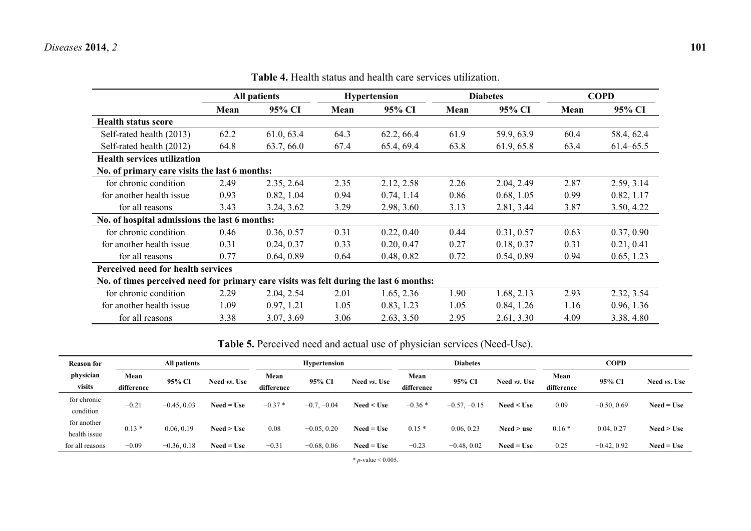**Table 4.** Health status and health care services utilization.

| | All patients | | Hypertension | | Diabetes | | COPD | |
|---|---|---|---|---|---|---|---|---|
| | Mean | 95% CI | Mean | 95% CI | Mean | 95% CI | Mean | 95% CI |
| **Health status score** | | | | | | | | |
| Self-rated health (2013) | 62.2 | 61.0, 63.4 | 64.3 | 62.2, 66.4 | 61.9 | 59.9, 63.9 | 60.4 | 58.4, 62.4 |
| Self-rated health (2012) | 64.8 | 63.7, 66.0 | 67.4 | 65.4, 69.4 | 63.8 | 61.9, 65.8 | 63.4 | 61.4–65.5 |
| **Health services utilization** | | | | | | | | |
| **No. of primary care visits the last 6 months:** | | | | | | | | |
| for chronic condition | 2.49 | 2.35, 2.64 | 2.35 | 2.12, 2.58 | 2.26 | 2.04, 2.49 | 2.87 | 2.59, 3.14 |
| for another health issue | 0.93 | 0.82, 1.04 | 0.94 | 0.74, 1.14 | 0.86 | 0.68, 1.05 | 0.99 | 0.82, 1.17 |
| for all reasons | 3.43 | 3.24, 3.62 | 3.29 | 2.98, 3.60 | 3.13 | 2.81, 3.44 | 3.87 | 3.50, 4.22 |
| **No. of hospital admissions the last 6 months:** | | | | | | | | |
| for chronic condition | 0.46 | 0.36, 0.57 | 0.31 | 0.22, 0.40 | 0.44 | 0.31, 0.57 | 0.63 | 0.37, 0.90 |
| for another health issue | 0.31 | 0.24, 0.37 | 0.33 | 0.20, 0.47 | 0.27 | 0.18, 0.37 | 0.31 | 0.21, 0.41 |
| for all reasons | 0.77 | 0.64, 0.89 | 0.64 | 0.48, 0.82 | 0.72 | 0.54, 0.89 | 0.94 | 0.65, 1.23 |
| **Perceived need for health services** | | | | | | | | |
| **No. of times perceived need for primary care visits was felt during the last 6 months:** | | | | | | | | |
| for chronic condition | 2.29 | 2.04, 2.54 | 2.01 | 1.65, 2.36 | 1.90 | 1.68, 2.13 | 2.93 | 2.32, 3.54 |
| for another health issue | 1.09 | 0.97, 1.21 | 1.05 | 0.83, 1.23 | 1.05 | 0.84, 1.26 | 1.16 | 0.96, 1.36 |
| for all reasons | 3.38 | 3.07, 3.69 | 3.06 | 2.63, 3.50 | 2.95 | 2.61, 3.30 | 4.09 | 3.38, 4.80 |

**Table 5.** Perceived need and actual use of physician services (Need-Use).

| Reason for physician visits | All patients | | | Hypertension | | | Diabetes | | | COPD | | |
|---|---|---|---|---|---|---|---|---|---|---|---|---|
| | Mean difference | 95% CI | Need *vs.* Use | Mean difference | 95% CI | Need *vs.* Use | Mean difference | 95% CI | Need *vs.* Use | Mean difference | 95% CI | Need *vs.* Use |
| for chronic condition | −0.21 | −0.45, 0.03 | **Need = Use** | −0.37 * | −0.7, −0.04 | **Need < Use** | −0.36 * | −0.57, −0.15 | **Need < Use** | 0.09 | −0.50, 0.69 | **Need = Use** |
| for another health issue | 0.13 * | 0.06, 0.19 | **Need > Use** | 0.08 | −0.05, 0.20 | **Need = Use** | 0.15 * | 0.06, 0.23 | **Need > use** | 0.16 * | 0.04, 0.27 | **Need > Use** |
| for all reasons | −0.09 | −0.36, 0.18 | **Need = Use** | −0.31 | −0.68, 0.06 | **Need = Use** | −0.23 | −0.48, 0.02 | **Need = Use** | 0.25 | −0.42, 0.92 | **Need = Use** |

\* $p$-value < 0.005.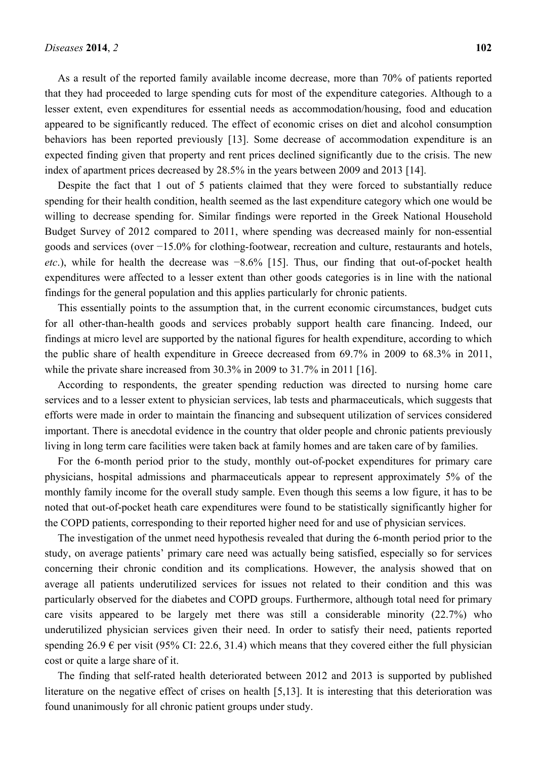As a result of the reported family available income decrease, more than 70% of patients reported that they had proceeded to large spending cuts for most of the expenditure categories. Although to a lesser extent, even expenditures for essential needs as accommodation/housing, food and education appeared to be significantly reduced. The effect of economic crises on diet and alcohol consumption behaviors has been reported previously [13]. Some decrease of accommodation expenditure is an expected finding given that property and rent prices declined significantly due to the crisis. The new index of apartment prices decreased by 28.5% in the years between 2009 and 2013 [14].

Despite the fact that 1 out of 5 patients claimed that they were forced to substantially reduce spending for their health condition, health seemed as the last expenditure category which one would be willing to decrease spending for. Similar findings were reported in the Greek National Household Budget Survey of 2012 compared to 2011, where spending was decreased mainly for non-essential goods and services (over −15.0% for clothing-footwear, recreation and culture, restaurants and hotels, *etc*.), while for health the decrease was −8.6% [15]. Thus, our finding that out-of-pocket health expenditures were affected to a lesser extent than other goods categories is in line with the national findings for the general population and this applies particularly for chronic patients.

This essentially points to the assumption that, in the current economic circumstances, budget cuts for all other-than-health goods and services probably support health care financing. Indeed, our findings at micro level are supported by the national figures for health expenditure, according to which the public share of health expenditure in Greece decreased from 69.7% in 2009 to 68.3% in 2011, while the private share increased from 30.3% in 2009 to 31.7% in 2011 [16].

According to respondents, the greater spending reduction was directed to nursing home care services and to a lesser extent to physician services, lab tests and pharmaceuticals, which suggests that efforts were made in order to maintain the financing and subsequent utilization of services considered important. There is anecdotal evidence in the country that older people and chronic patients previously living in long term care facilities were taken back at family homes and are taken care of by families.

For the 6-month period prior to the study, monthly out-of-pocket expenditures for primary care physicians, hospital admissions and pharmaceuticals appear to represent approximately 5% of the monthly family income for the overall study sample. Even though this seems a low figure, it has to be noted that out-of-pocket heath care expenditures were found to be statistically significantly higher for the COPD patients, corresponding to their reported higher need for and use of physician services.

The investigation of the unmet need hypothesis revealed that during the 6-month period prior to the study, on average patients' primary care need was actually being satisfied, especially so for services concerning their chronic condition and its complications. However, the analysis showed that on average all patients underutilized services for issues not related to their condition and this was particularly observed for the diabetes and COPD groups. Furthermore, although total need for primary care visits appeared to be largely met there was still a considerable minority (22.7%) who underutilized physician services given their need. In order to satisfy their need, patients reported spending 26.9 € per visit (95% CI: 22.6, 31.4) which means that they covered either the full physician cost or quite a large share of it.

The finding that self-rated health deteriorated between 2012 and 2013 is supported by published literature on the negative effect of crises on health [5,13]. It is interesting that this deterioration was found unanimously for all chronic patient groups under study.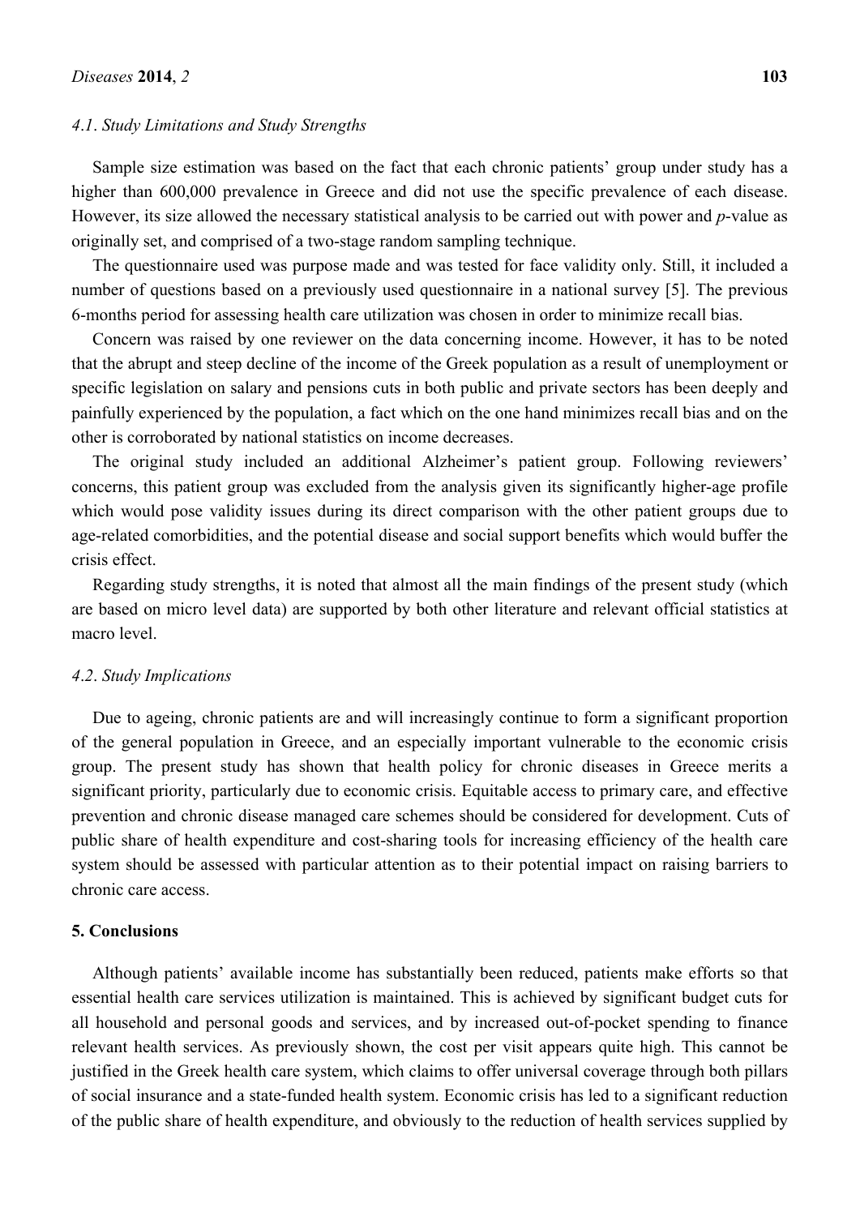### *4.1. Study Limitations and Study Strengths*

Sample size estimation was based on the fact that each chronic patients' group under study has a higher than 600,000 prevalence in Greece and did not use the specific prevalence of each disease. However, its size allowed the necessary statistical analysis to be carried out with power and *p*-value as originally set, and comprised of a two-stage random sampling technique.

The questionnaire used was purpose made and was tested for face validity only. Still, it included a number of questions based on a previously used questionnaire in a national survey [5]. The previous 6-months period for assessing health care utilization was chosen in order to minimize recall bias.

Concern was raised by one reviewer on the data concerning income. However, it has to be noted that the abrupt and steep decline of the income of the Greek population as a result of unemployment or specific legislation on salary and pensions cuts in both public and private sectors has been deeply and painfully experienced by the population, a fact which on the one hand minimizes recall bias and on the other is corroborated by national statistics on income decreases.

The original study included an additional Alzheimer's patient group. Following reviewers' concerns, this patient group was excluded from the analysis given its significantly higher-age profile which would pose validity issues during its direct comparison with the other patient groups due to age-related comorbidities, and the potential disease and social support benefits which would buffer the crisis effect.

Regarding study strengths, it is noted that almost all the main findings of the present study (which are based on micro level data) are supported by both other literature and relevant official statistics at macro level.

### *4.2. Study Implications*

Due to ageing, chronic patients are and will increasingly continue to form a significant proportion of the general population in Greece, and an especially important vulnerable to the economic crisis group. The present study has shown that health policy for chronic diseases in Greece merits a significant priority, particularly due to economic crisis. Equitable access to primary care, and effective prevention and chronic disease managed care schemes should be considered for development. Cuts of public share of health expenditure and cost-sharing tools for increasing efficiency of the health care system should be assessed with particular attention as to their potential impact on raising barriers to chronic care access.

## **5. Conclusions**

Although patients' available income has substantially been reduced, patients make efforts so that essential health care services utilization is maintained. This is achieved by significant budget cuts for all household and personal goods and services, and by increased out-of-pocket spending to finance relevant health services. As previously shown, the cost per visit appears quite high. This cannot be justified in the Greek health care system, which claims to offer universal coverage through both pillars of social insurance and a state-funded health system. Economic crisis has led to a significant reduction of the public share of health expenditure, and obviously to the reduction of health services supplied by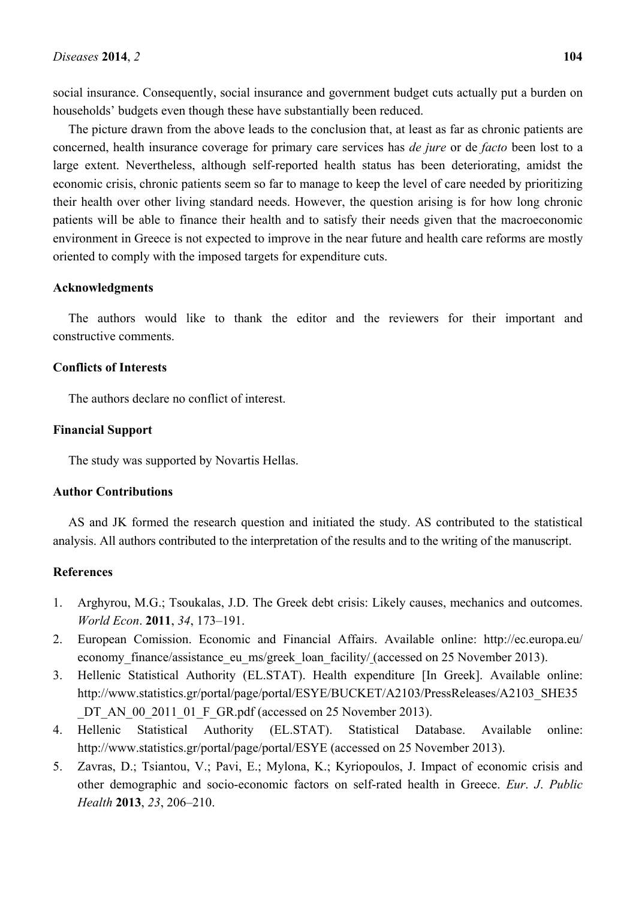social insurance. Consequently, social insurance and government budget cuts actually put a burden on households' budgets even though these have substantially been reduced.

The picture drawn from the above leads to the conclusion that, at least as far as chronic patients are concerned, health insurance coverage for primary care services has *de jure* or de *facto* been lost to a large extent. Nevertheless, although self-reported health status has been deteriorating, amidst the economic crisis, chronic patients seem so far to manage to keep the level of care needed by prioritizing their health over other living standard needs. However, the question arising is for how long chronic patients will be able to finance their health and to satisfy their needs given that the macroeconomic environment in Greece is not expected to improve in the near future and health care reforms are mostly oriented to comply with the imposed targets for expenditure cuts.

## Acknowledgments

The authors would like to thank the editor and the reviewers for their important and constructive comments.

## Conflicts of Interests

The authors declare no conflict of interest.

## Financial Support

The study was supported by Novartis Hellas.

## Author Contributions

AS and JK formed the research question and initiated the study. AS contributed to the statistical analysis. All authors contributed to the interpretation of the results and to the writing of the manuscript.

## References

1. Arghyrou, M.G.; Tsoukalas, J.D. The Greek debt crisis: Likely causes, mechanics and outcomes. *World Econ*. **2011**, *34*, 173–191.
2. European Comission. Economic and Financial Affairs. Available online: http://ec.europa.eu/economy_finance/assistance_eu_ms/greek_loan_facility/ (accessed on 25 November 2013).
3. Hellenic Statistical Authority (EL.STAT). Health expenditure [In Greek]. Available online: http://www.statistics.gr/portal/page/portal/ESYE/BUCKET/A2103/PressReleases/A2103_SHE35_DT_AN_00_2011_01_F_GR.pdf (accessed on 25 November 2013).
4. Hellenic Statistical Authority (EL.STAT). Statistical Database. Available online: http://www.statistics.gr/portal/page/portal/ESYE (accessed on 25 November 2013).
5. Zavras, D.; Tsiantou, V.; Pavi, E.; Mylona, K.; Kyriopoulos, J. Impact of economic crisis and other demographic and socio-economic factors on self-rated health in Greece. *Eur. J. Public Health* **2013**, *23*, 206–210.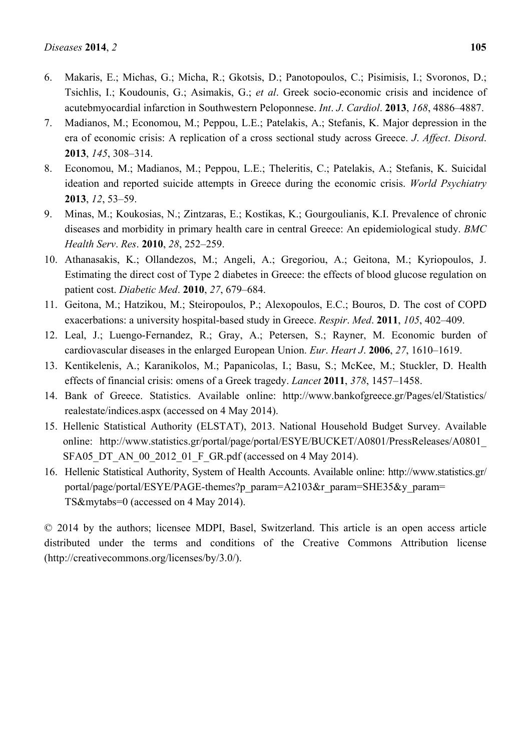6. Makaris, E.; Michas, G.; Micha, R.; Gkotsis, D.; Panotopoulos, C.; Pisimisis, I.; Svoronos, D.; Tsichlis, I.; Koudounis, G.; Asimakis, G.; *et al*. Greek socio-economic crisis and incidence of acutebmyocardial infarction in Southwestern Peloponnese. *Int*. *J*. *Cardiol*. **2013**, *168*, 4886–4887.
7. Madianos, M.; Economou, M.; Peppou, L.E.; Patelakis, A.; Stefanis, K. Major depression in the era of economic crisis: A replication of a cross sectional study across Greece. *J*. *Affect*. *Disord*. **2013**, *145*, 308–314.
8. Economou, M.; Madianos, M.; Peppou, L.E.; Theleritis, C.; Patelakis, A.; Stefanis, K. Suicidal ideation and reported suicide attempts in Greece during the economic crisis. *World Psychiatry* **2013**, *12*, 53–59.
9. Minas, M.; Koukosias, N.; Zintzaras, E.; Kostikas, K.; Gourgoulianis, K.I. Prevalence of chronic diseases and morbidity in primary health care in central Greece: An epidemiological study. *BMC Health Serv*. *Res*. **2010**, *28*, 252–259.
10. Athanasakis, K.; Ollandezos, M.; Angeli, A.; Gregoriou, A.; Geitona, M.; Kyriopoulos, J. Estimating the direct cost of Type 2 diabetes in Greece: the effects of blood glucose regulation on patient cost. *Diabetic Med*. **2010**, *27*, 679–684.
11. Geitona, M.; Hatzikou, M.; Steiropoulos, P.; Alexopoulos, E.C.; Bouros, D. The cost of COPD exacerbations: a university hospital-based study in Greece. *Respir*. *Med*. **2011**, *105*, 402–409.
12. Leal, J.; Luengo-Fernandez, R.; Gray, A.; Petersen, S.; Rayner, M. Economic burden of cardiovascular diseases in the enlarged European Union. *Eur*. *Heart J*. **2006**, *27*, 1610–1619.
13. Kentikelenis, A.; Karanikolos, M.; Papanicolas, I.; Basu, S.; McKee, M.; Stuckler, D. Health effects of financial crisis: omens of a Greek tragedy. *Lancet* **2011**, *378*, 1457–1458.
14. Bank of Greece. Statistics. Available online: http://www.bankofgreece.gr/Pages/el/Statistics/realestate/indices.aspx (accessed on 4 May 2014).
15. Hellenic Statistical Authority (ELSTAT), 2013. National Household Budget Survey. Available online: http://www.statistics.gr/portal/page/portal/ESYE/BUCKET/A0801/PressReleases/A0801_SFA05_DT_AN_00_2012_01_F_GR.pdf (accessed on 4 May 2014).
16. Hellenic Statistical Authority, System of Health Accounts. Available online: http://www.statistics.gr/portal/page/portal/ESYE/PAGE-themes?p_param=A2103&r_param=SHE35&y_param=TS&mytabs=0 (accessed on 4 May 2014).

© 2014 by the authors; licensee MDPI, Basel, Switzerland. This article is an open access article distributed under the terms and conditions of the Creative Commons Attribution license (http://creativecommons.org/licenses/by/3.0/).